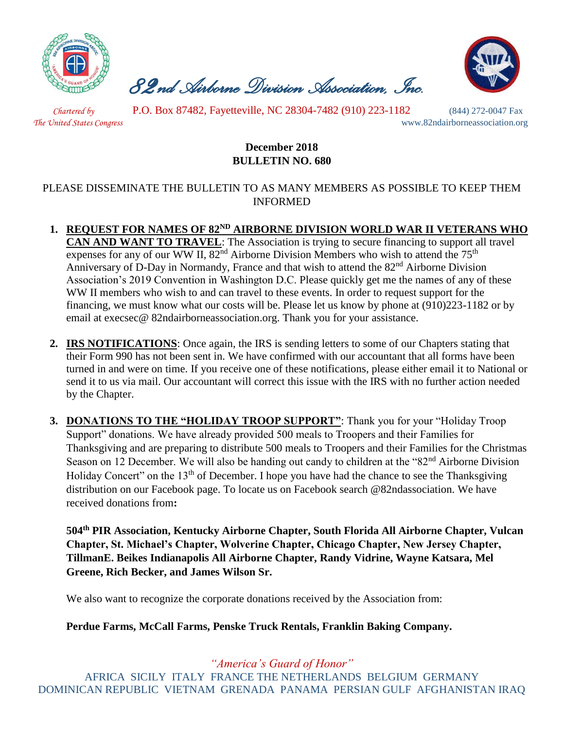# 82nd Airborne Division Association, Inc.

*Chartered by The United States Congress*

P.O. Box 87482, Fayetteville, NC 28304-7482 (910) 223-1182 (844) 272-0047 Fax

www.82ndairborneassociation.org

**December 2018**
**BULLETIN NO. 680**

PLEASE DISSEMINATE THE BULLETIN TO AS MANY MEMBERS AS POSSIBLE TO KEEP THEM INFORMED

1. **REQUEST FOR NAMES OF 82ND AIRBORNE DIVISION WORLD WAR II VETERANS WHO CAN AND WANT TO TRAVEL**: The Association is trying to secure financing to support all travel expenses for any of our WW II, 82nd Airborne Division Members who wish to attend the 75th Anniversary of D-Day in Normandy, France and that wish to attend the 82nd Airborne Division Association's 2019 Convention in Washington D.C. Please quickly get me the names of any of these WW II members who wish to and can travel to these events. In order to request support for the financing, we must know what our costs will be. Please let us know by phone at (910)223-1182 or by email at execsec@ 82ndairborneassociation.org. Thank you for your assistance.

2. **IRS NOTIFICATIONS**: Once again, the IRS is sending letters to some of our Chapters stating that their Form 990 has not been sent in. We have confirmed with our accountant that all forms have been turned in and were on time. If you receive one of these notifications, please either email it to National or send it to us via mail. Our accountant will correct this issue with the IRS with no further action needed by the Chapter.

3. **DONATIONS TO THE "HOLIDAY TROOP SUPPORT"**: Thank you for your "Holiday Troop Support" donations. We have already provided 500 meals to Troopers and their Families for Thanksgiving and are preparing to distribute 500 meals to Troopers and their Families for the Christmas Season on 12 December. We will also be handing out candy to children at the "82nd Airborne Division Holiday Concert" on the 13th of December. I hope you have had the chance to see the Thanksgiving distribution on our Facebook page. To locate us on Facebook search @82ndassociation. We have received donations from**:**

   **504th PIR Association, Kentucky Airborne Chapter, South Florida All Airborne Chapter, Vulcan Chapter, St. Michael's Chapter, Wolverine Chapter, Chicago Chapter, New Jersey Chapter, TillmanE. Beikes Indianapolis All Airborne Chapter, Randy Vidrine, Wayne Katsara, Mel Greene, Rich Becker, and James Wilson Sr.**

   We also want to recognize the corporate donations received by the Association from:

   **Perdue Farms, McCall Farms, Penske Truck Rentals, Franklin Baking Company.**

*"America's Guard of Honor"*

AFRICA SICILY ITALY FRANCE THE NETHERLANDS BELGIUM GERMANY DOMINICAN REPUBLIC VIETNAM GRENADA PANAMA PERSIAN GULF AFGHANISTAN IRAQ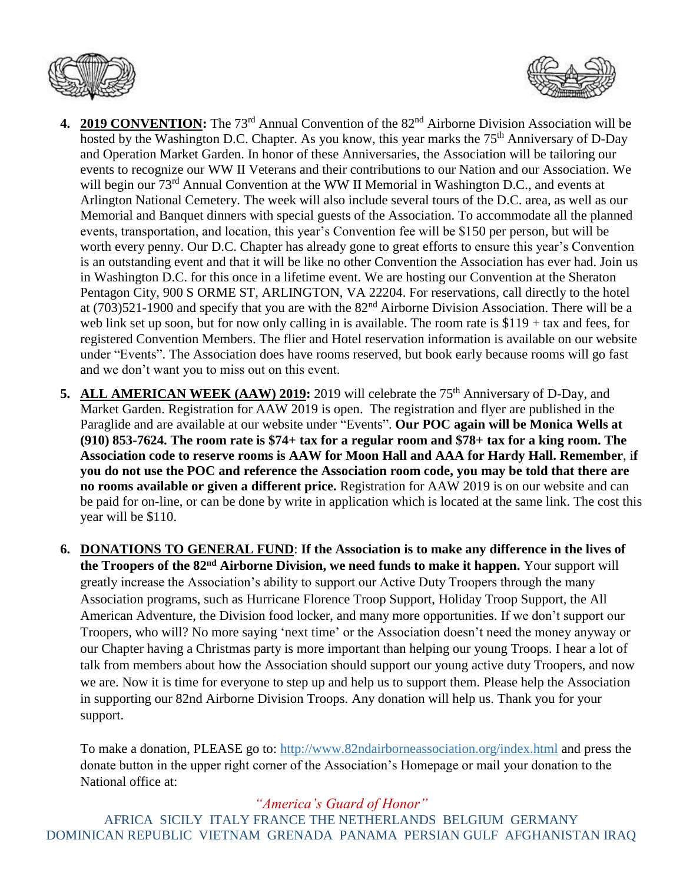4. **2019 CONVENTION:** The 73rd Annual Convention of the 82nd Airborne Division Association will be hosted by the Washington D.C. Chapter. As you know, this year marks the 75th Anniversary of D-Day and Operation Market Garden. In honor of these Anniversaries, the Association will be tailoring our events to recognize our WW II Veterans and their contributions to our Nation and our Association. We will begin our 73rd Annual Convention at the WW II Memorial in Washington D.C., and events at Arlington National Cemetery. The week will also include several tours of the D.C. area, as well as our Memorial and Banquet dinners with special guests of the Association. To accommodate all the planned events, transportation, and location, this year's Convention fee will be $150 per person, but will be worth every penny. Our D.C. Chapter has already gone to great efforts to ensure this year's Convention is an outstanding event and that it will be like no other Convention the Association has ever had. Join us in Washington D.C. for this once in a lifetime event. We are hosting our Convention at the Sheraton Pentagon City, 900 S ORME ST, ARLINGTON, VA 22204. For reservations, call directly to the hotel at (703)521-1900 and specify that you are with the 82nd Airborne Division Association. There will be a web link set up soon, but for now only calling in is available. The room rate is $119 + tax and fees, for registered Convention Members. The flier and Hotel reservation information is available on our website under "Events". The Association does have rooms reserved, but book early because rooms will go fast and we don't want you to miss out on this event.

5. **ALL AMERICAN WEEK (AAW) 2019:** 2019 will celebrate the 75th Anniversary of D-Day, and Market Garden. Registration for AAW 2019 is open. The registration and flyer are published in the Paraglide and are available at our website under "Events". **Our POC again will be Monica Wells at (910) 853-7624. The room rate is $74+ tax for a regular room and $78+ tax for a king room. The Association code to reserve rooms is AAW for Moon Hall and AAA for Hardy Hall. Remember**, i**f you do not use the POC and reference the Association room code, you may be told that there are no rooms available or given a different price.** Registration for AAW 2019 is on our website and can be paid for on-line, or can be done by write in application which is located at the same link. The cost this year will be $110.

6. **DONATIONS TO GENERAL FUND**: **If the Association is to make any difference in the lives of the Troopers of the 82nd Airborne Division, we need funds to make it happen.** Your support will greatly increase the Association's ability to support our Active Duty Troopers through the many Association programs, such as Hurricane Florence Troop Support, Holiday Troop Support, the All American Adventure, the Division food locker, and many more opportunities. If we don't support our Troopers, who will? No more saying 'next time' or the Association doesn't need the money anyway or our Chapter having a Christmas party is more important than helping our young Troops. I hear a lot of talk from members about how the Association should support our young active duty Troopers, and now we are. Now it is time for everyone to step up and help us to support them. Please help the Association in supporting our 82nd Airborne Division Troops. Any donation will help us. Thank you for your support.

   To make a donation, PLEASE go to: http://www.82ndairborneassociation.org/index.html and press the donate button in the upper right corner of the Association's Homepage or mail your donation to the National office at:

*"America's Guard of Honor"*

AFRICA SICILY ITALY FRANCE THE NETHERLANDS BELGIUM GERMANY DOMINICAN REPUBLIC VIETNAM GRENADA PANAMA PERSIAN GULF AFGHANISTAN IRAQ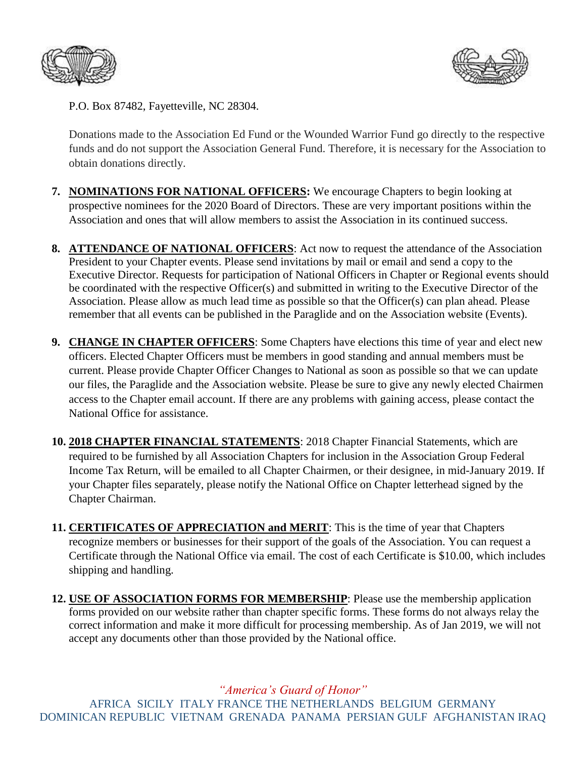P.O. Box 87482, Fayetteville, NC 28304.

Donations made to the Association Ed Fund or the Wounded Warrior Fund go directly to the respective funds and do not support the Association General Fund. Therefore, it is necessary for the Association to obtain donations directly.

7. **NOMINATIONS FOR NATIONAL OFFICERS:** We encourage Chapters to begin looking at prospective nominees for the 2020 Board of Directors. These are very important positions within the Association and ones that will allow members to assist the Association in its continued success.

8. **ATTENDANCE OF NATIONAL OFFICERS**: Act now to request the attendance of the Association President to your Chapter events. Please send invitations by mail or email and send a copy to the Executive Director. Requests for participation of National Officers in Chapter or Regional events should be coordinated with the respective Officer(s) and submitted in writing to the Executive Director of the Association. Please allow as much lead time as possible so that the Officer(s) can plan ahead. Please remember that all events can be published in the Paraglide and on the Association website (Events).

9. **CHANGE IN CHAPTER OFFICERS**: Some Chapters have elections this time of year and elect new officers. Elected Chapter Officers must be members in good standing and annual members must be current. Please provide Chapter Officer Changes to National as soon as possible so that we can update our files, the Paraglide and the Association website. Please be sure to give any newly elected Chairmen access to the Chapter email account. If there are any problems with gaining access, please contact the National Office for assistance.

10. **2018 CHAPTER FINANCIAL STATEMENTS**: 2018 Chapter Financial Statements, which are required to be furnished by all Association Chapters for inclusion in the Association Group Federal Income Tax Return, will be emailed to all Chapter Chairmen, or their designee, in mid-January 2019. If your Chapter files separately, please notify the National Office on Chapter letterhead signed by the Chapter Chairman.

11. **CERTIFICATES OF APPRECIATION and MERIT**: This is the time of year that Chapters recognize members or businesses for their support of the goals of the Association. You can request a Certificate through the National Office via email. The cost of each Certificate is $10.00, which includes shipping and handling.

12. **USE OF ASSOCIATION FORMS FOR MEMBERSHIP**: Please use the membership application forms provided on our website rather than chapter specific forms. These forms do not always relay the correct information and make it more difficult for processing membership. As of Jan 2019, we will not accept any documents other than those provided by the National office.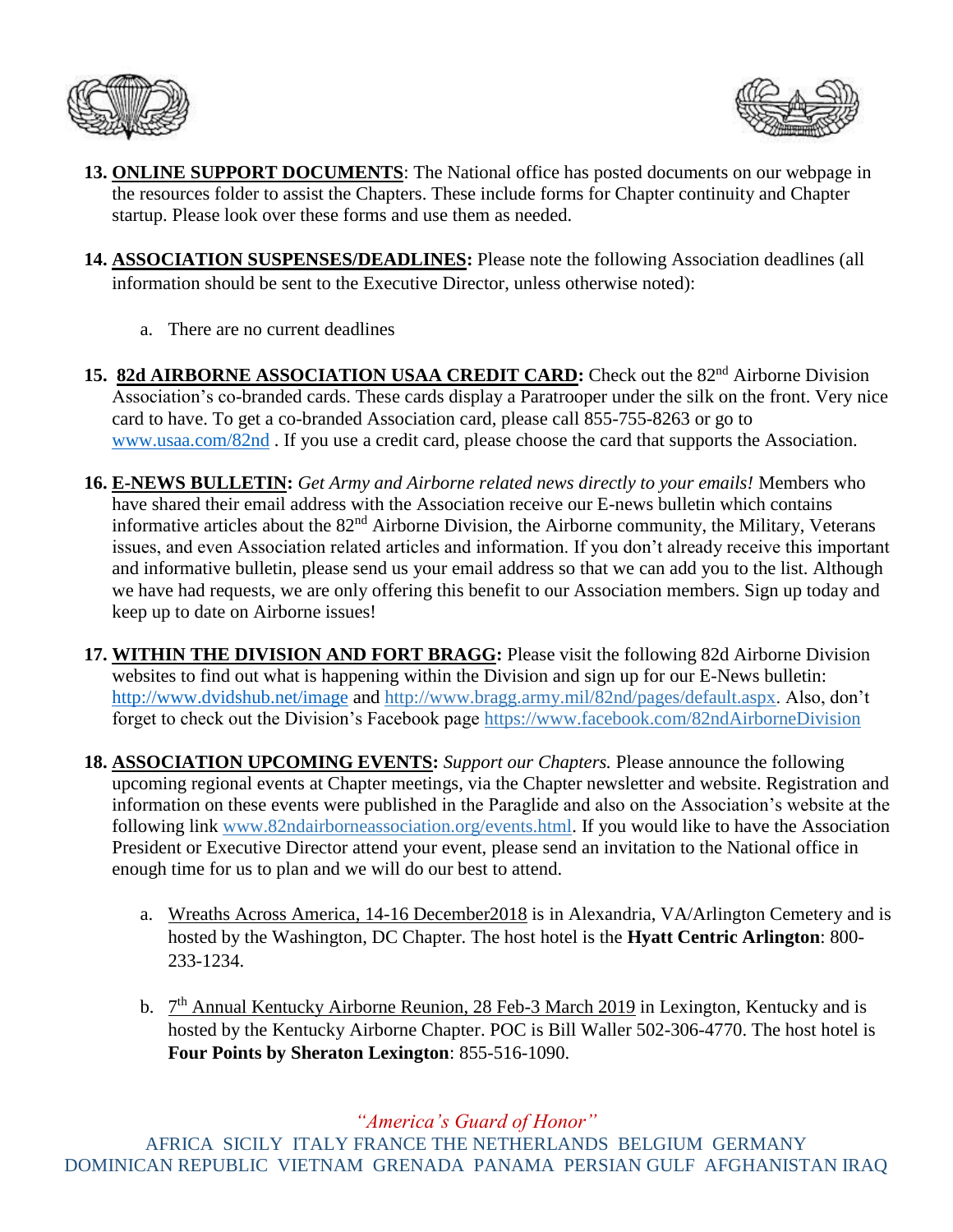13. **ONLINE SUPPORT DOCUMENTS**: The National office has posted documents on our webpage in the resources folder to assist the Chapters. These include forms for Chapter continuity and Chapter startup. Please look over these forms and use them as needed.

14. **ASSOCIATION SUSPENSES/DEADLINES:** Please note the following Association deadlines (all information should be sent to the Executive Director, unless otherwise noted):

    a. There are no current deadlines

15. **82d AIRBORNE ASSOCIATION USAA CREDIT CARD:** Check out the 82nd Airborne Division Association's co-branded cards. These cards display a Paratrooper under the silk on the front. Very nice card to have. To get a co-branded Association card, please call 855-755-8263 or go to www.usaa.com/82nd . If you use a credit card, please choose the card that supports the Association.

16. **E-NEWS BULLETIN:** *Get Army and Airborne related news directly to your emails!* Members who have shared their email address with the Association receive our E-news bulletin which contains informative articles about the 82nd Airborne Division, the Airborne community, the Military, Veterans issues, and even Association related articles and information. If you don't already receive this important and informative bulletin, please send us your email address so that we can add you to the list. Although we have had requests, we are only offering this benefit to our Association members. Sign up today and keep up to date on Airborne issues!

17. **WITHIN THE DIVISION AND FORT BRAGG:** Please visit the following 82d Airborne Division websites to find out what is happening within the Division and sign up for our E-News bulletin: http://www.dvidshub.net/image and http://www.bragg.army.mil/82nd/pages/default.aspx. Also, don't forget to check out the Division's Facebook page https://www.facebook.com/82ndAirborneDivision

18. **ASSOCIATION UPCOMING EVENTS:** *Support our Chapters.* Please announce the following upcoming regional events at Chapter meetings, via the Chapter newsletter and website. Registration and information on these events were published in the Paraglide and also on the Association's website at the following link www.82ndairborneassociation.org/events.html. If you would like to have the Association President or Executive Director attend your event, please send an invitation to the National office in enough time for us to plan and we will do our best to attend.

    a. Wreaths Across America, 14-16 December2018 is in Alexandria, VA/Arlington Cemetery and is hosted by the Washington, DC Chapter. The host hotel is the **Hyatt Centric Arlington**: 800-233-1234.

    b. 7th Annual Kentucky Airborne Reunion, 28 Feb-3 March 2019 in Lexington, Kentucky and is hosted by the Kentucky Airborne Chapter. POC is Bill Waller 502-306-4770. The host hotel is **Four Points by Sheraton Lexington**: 855-516-1090.

*"America's Guard of Honor"*

AFRICA SICILY ITALY FRANCE THE NETHERLANDS BELGIUM GERMANY DOMINICAN REPUBLIC VIETNAM GRENADA PANAMA PERSIAN GULF AFGHANISTAN IRAQ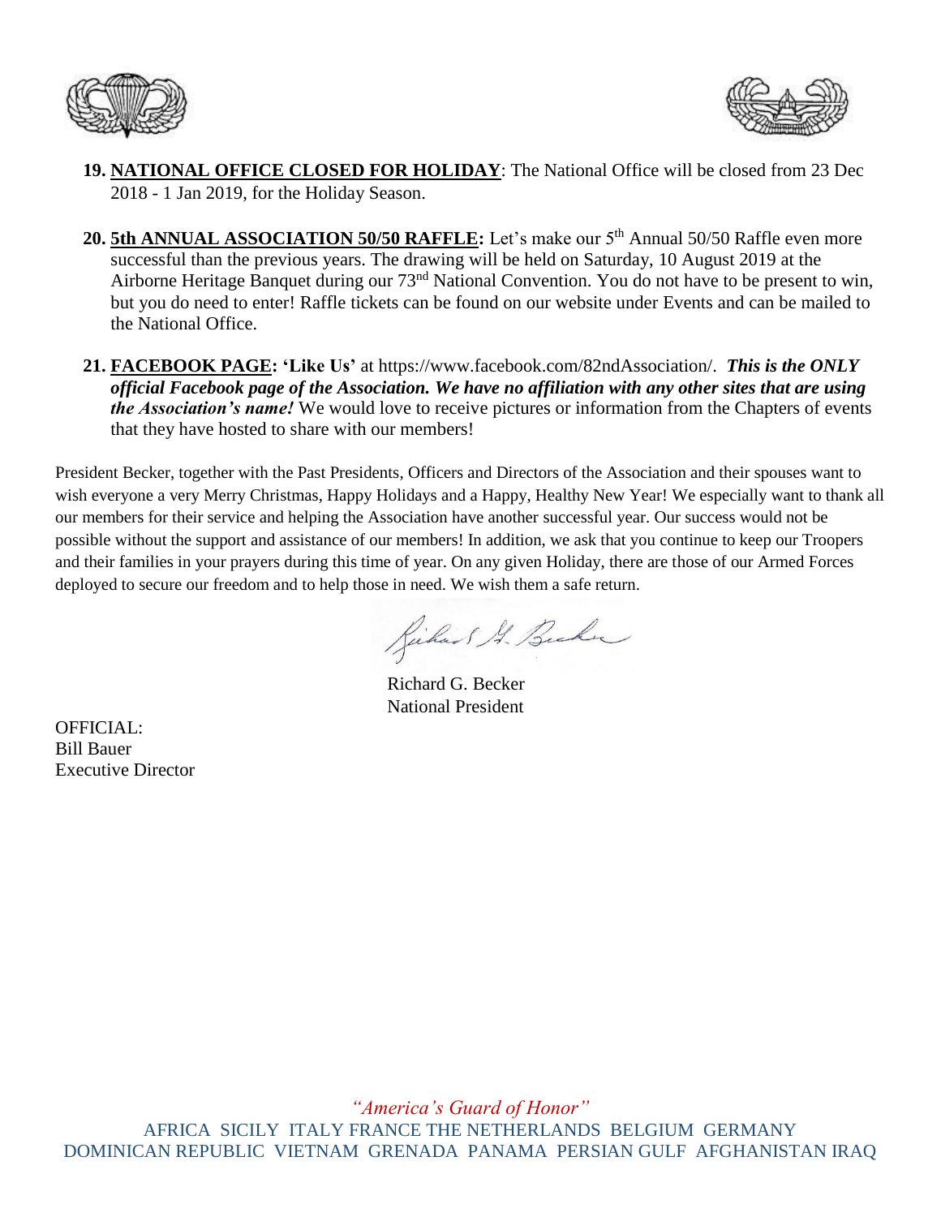19. **NATIONAL OFFICE CLOSED FOR HOLIDAY**: The National Office will be closed from 23 Dec 2018 - 1 Jan 2019, for the Holiday Season.

20. **5th ANNUAL ASSOCIATION 50/50 RAFFLE:** Let's make our 5th Annual 50/50 Raffle even more successful than the previous years. The drawing will be held on Saturday, 10 August 2019 at the Airborne Heritage Banquet during our 73nd National Convention. You do not have to be present to win, but you do need to enter! Raffle tickets can be found on our website under Events and can be mailed to the National Office.

21. **FACEBOOK PAGE: 'Like Us'** at https://www.facebook.com/82ndAssociation/. ***This is the ONLY official Facebook page of the Association. We have no affiliation with any other sites that are using the Association's name!*** We would love to receive pictures or information from the Chapters of events that they have hosted to share with our members!

President Becker, together with the Past Presidents, Officers and Directors of the Association and their spouses want to wish everyone a very Merry Christmas, Happy Holidays and a Happy, Healthy New Year! We especially want to thank all our members for their service and helping the Association have another successful year. Our success would not be possible without the support and assistance of our members! In addition, we ask that you continue to keep our Troopers and their families in your prayers during this time of year. On any given Holiday, there are those of our Armed Forces deployed to secure our freedom and to help those in need. We wish them a safe return.

Richard G. Becker
National President

OFFICIAL:
Bill Bauer
Executive Director

*"America's Guard of Honor"*

AFRICA SICILY ITALY FRANCE THE NETHERLANDS BELGIUM GERMANY DOMINICAN REPUBLIC VIETNAM GRENADA PANAMA PERSIAN GULF AFGHANISTAN IRAQ